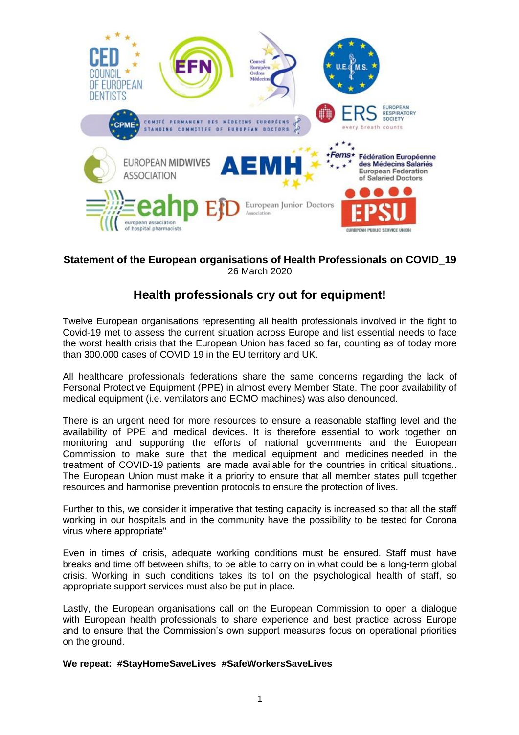**Statement of the European organisations of Health Professionals on COVID_19**
26 March 2020

## Health professionals cry out for equipment!

Twelve European organisations representing all health professionals involved in the fight to Covid-19 met to assess the current situation across Europe and list essential needs to face the worst health crisis that the European Union has faced so far, counting as of today more than 300.000 cases of COVID 19 in the EU territory and UK.

All healthcare professionals federations share the same concerns regarding the lack of Personal Protective Equipment (PPE) in almost every Member State. The poor availability of medical equipment (i.e. ventilators and ECMO machines) was also denounced.

There is an urgent need for more resources to ensure a reasonable staffing level and the availability of PPE and medical devices. It is therefore essential to work together on monitoring and supporting the efforts of national governments and the European Commission to make sure that the medical equipment and medicines needed in the treatment of COVID-19 patients are made available for the countries in critical situations.. The European Union must make it a priority to ensure that all member states pull together resources and harmonise prevention protocols to ensure the protection of lives.

Further to this, we consider it imperative that testing capacity is increased so that all the staff working in our hospitals and in the community have the possibility to be tested for Corona virus where appropriate"

Even in times of crisis, adequate working conditions must be ensured. Staff must have breaks and time off between shifts, to be able to carry on in what could be a long-term global crisis. Working in such conditions takes its toll on the psychological health of staff, so appropriate support services must also be put in place.

Lastly, the European organisations call on the European Commission to open a dialogue with European health professionals to share experience and best practice across Europe and to ensure that the Commission's own support measures focus on operational priorities on the ground.

**We repeat: #StayHomeSaveLives #SafeWorkersSaveLives**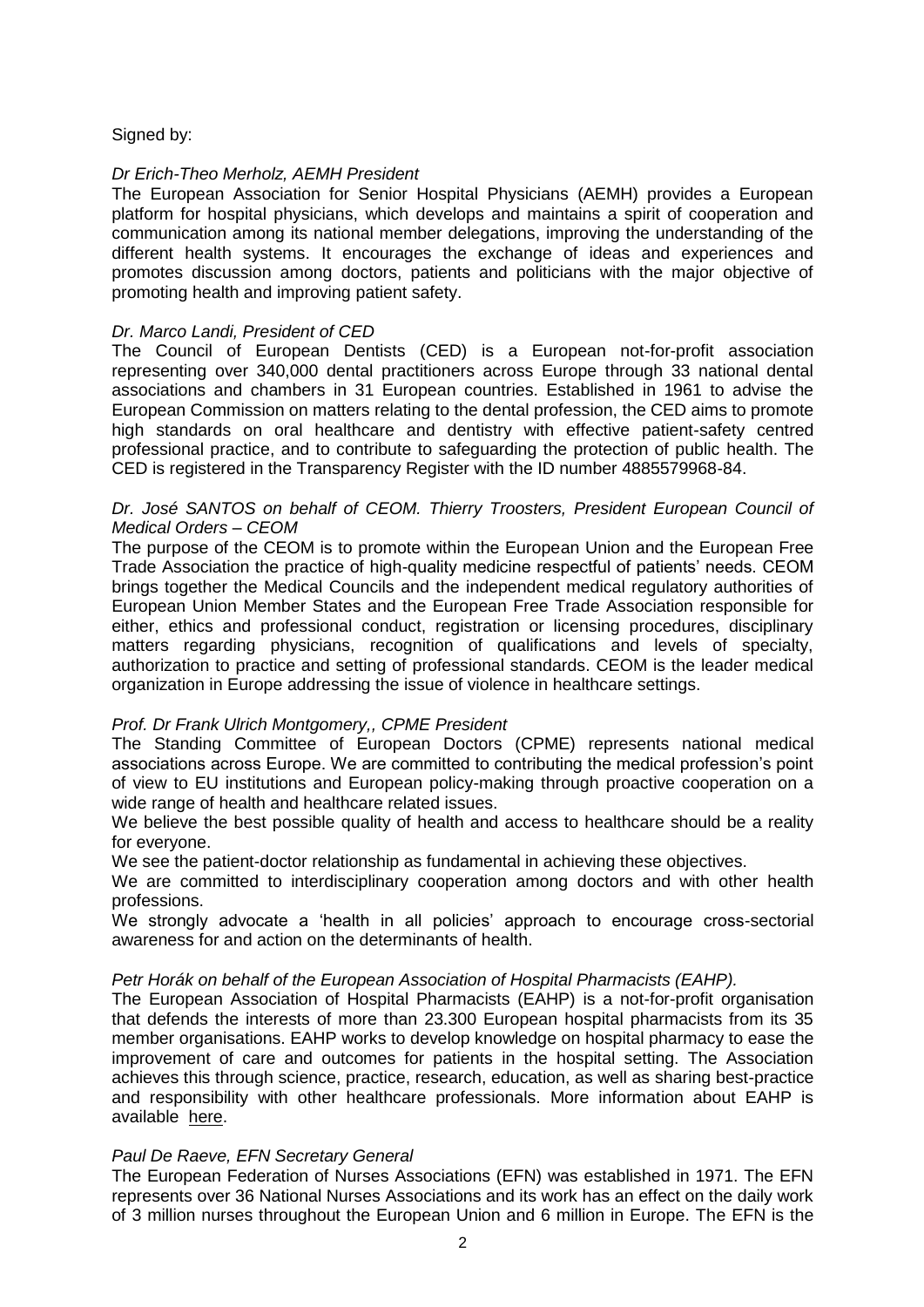Signed by:

*Dr Erich-Theo Merholz, AEMH President*

The European Association for Senior Hospital Physicians (AEMH) provides a European platform for hospital physicians, which develops and maintains a spirit of cooperation and communication among its national member delegations, improving the understanding of the different health systems. It encourages the exchange of ideas and experiences and promotes discussion among doctors, patients and politicians with the major objective of promoting health and improving patient safety.

*Dr. Marco Landi, President of CED*

The Council of European Dentists (CED) is a European not-for-profit association representing over 340,000 dental practitioners across Europe through 33 national dental associations and chambers in 31 European countries. Established in 1961 to advise the European Commission on matters relating to the dental profession, the CED aims to promote high standards on oral healthcare and dentistry with effective patient-safety centred professional practice, and to contribute to safeguarding the protection of public health. The CED is registered in the Transparency Register with the ID number 4885579968-84.

*Dr. José SANTOS on behalf of CEOM. Thierry Troosters, President European Council of Medical Orders – CEOM*

The purpose of the CEOM is to promote within the European Union and the European Free Trade Association the practice of high-quality medicine respectful of patients' needs. CEOM brings together the Medical Councils and the independent medical regulatory authorities of European Union Member States and the European Free Trade Association responsible for either, ethics and professional conduct, registration or licensing procedures, disciplinary matters regarding physicians, recognition of qualifications and levels of specialty, authorization to practice and setting of professional standards. CEOM is the leader medical organization in Europe addressing the issue of violence in healthcare settings.

*Prof. Dr Frank Ulrich Montgomery,, CPME President*

The Standing Committee of European Doctors (CPME) represents national medical associations across Europe. We are committed to contributing the medical profession's point of view to EU institutions and European policy-making through proactive cooperation on a wide range of health and healthcare related issues.

We believe the best possible quality of health and access to healthcare should be a reality for everyone.

We see the patient-doctor relationship as fundamental in achieving these objectives.

We are committed to interdisciplinary cooperation among doctors and with other health professions.

We strongly advocate a 'health in all policies' approach to encourage cross-sectorial awareness for and action on the determinants of health.

*Petr Horák on behalf of the European Association of Hospital Pharmacists (EAHP).*

The European Association of Hospital Pharmacists (EAHP) is a not-for-profit organisation that defends the interests of more than 23.300 European hospital pharmacists from its 35 member organisations. EAHP works to develop knowledge on hospital pharmacy to ease the improvement of care and outcomes for patients in the hospital setting. The Association achieves this through science, practice, research, education, as well as sharing best-practice and responsibility with other healthcare professionals. More information about EAHP is available here.

*Paul De Raeve, EFN Secretary General*

The European Federation of Nurses Associations (EFN) was established in 1971. The EFN represents over 36 National Nurses Associations and its work has an effect on the daily work of 3 million nurses throughout the European Union and 6 million in Europe. The EFN is the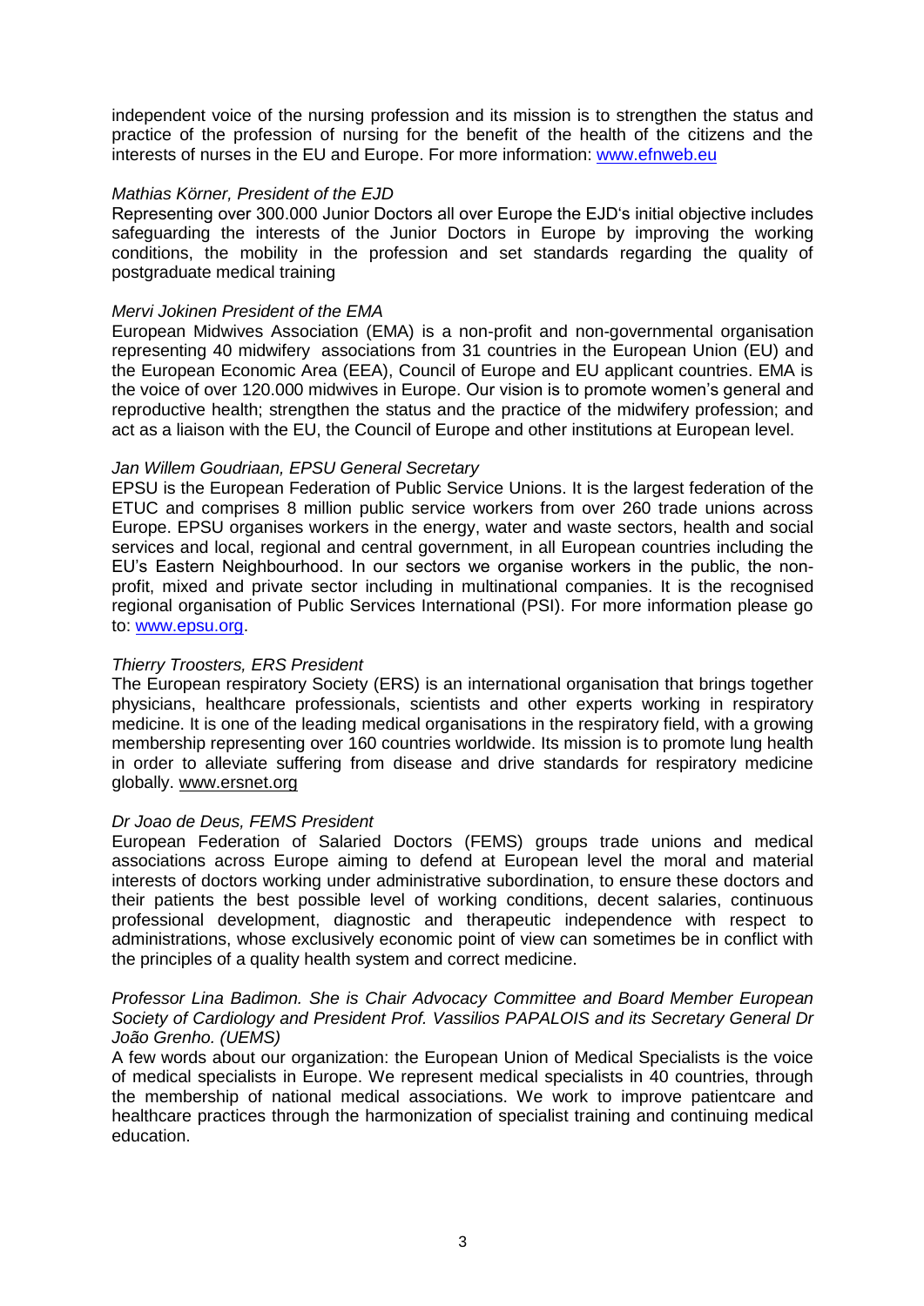independent voice of the nursing profession and its mission is to strengthen the status and practice of the profession of nursing for the benefit of the health of the citizens and the interests of nurses in the EU and Europe. For more information: [www.efnweb.eu](http://www.efnweb.eu)

*Mathias Körner, President of the EJD*

Representing over 300.000 Junior Doctors all over Europe the EJD's initial objective includes safeguarding the interests of the Junior Doctors in Europe by improving the working conditions, the mobility in the profession and set standards regarding the quality of postgraduate medical training

*Mervi Jokinen President of the EMA*

European Midwives Association (EMA) is a non-profit and non-governmental organisation representing 40 midwifery associations from 31 countries in the European Union (EU) and the European Economic Area (EEA), Council of Europe and EU applicant countries. EMA is the voice of over 120.000 midwives in Europe. Our vision is to promote women's general and reproductive health; strengthen the status and the practice of the midwifery profession; and act as a liaison with the EU, the Council of Europe and other institutions at European level.

*Jan Willem Goudriaan, EPSU General Secretary*

EPSU is the European Federation of Public Service Unions. It is the largest federation of the ETUC and comprises 8 million public service workers from over 260 trade unions across Europe. EPSU organises workers in the energy, water and waste sectors, health and social services and local, regional and central government, in all European countries including the EU's Eastern Neighbourhood. In our sectors we organise workers in the public, the non-profit, mixed and private sector including in multinational companies. It is the recognised regional organisation of Public Services International (PSI). For more information please go to: [www.epsu.org](http://www.epsu.org).

*Thierry Troosters, ERS President*

The European respiratory Society (ERS) is an international organisation that brings together physicians, healthcare professionals, scientists and other experts working in respiratory medicine. It is one of the leading medical organisations in the respiratory field, with a growing membership representing over 160 countries worldwide. Its mission is to promote lung health in order to alleviate suffering from disease and drive standards for respiratory medicine globally. www.ersnet.org

*Dr Joao de Deus, FEMS President*

European Federation of Salaried Doctors (FEMS) groups trade unions and medical associations across Europe aiming to defend at European level the moral and material interests of doctors working under administrative subordination, to ensure these doctors and their patients the best possible level of working conditions, decent salaries, continuous professional development, diagnostic and therapeutic independence with respect to administrations, whose exclusively economic point of view can sometimes be in conflict with the principles of a quality health system and correct medicine.

*Professor Lina Badimon. She is Chair Advocacy Committee and Board Member European Society of Cardiology and President Prof. Vassilios PAPALOIS and its Secretary General Dr João Grenho. (UEMS)*

A few words about our organization: the European Union of Medical Specialists is the voice of medical specialists in Europe. We represent medical specialists in 40 countries, through the membership of national medical associations. We work to improve patientcare and healthcare practices through the harmonization of specialist training and continuing medical education.